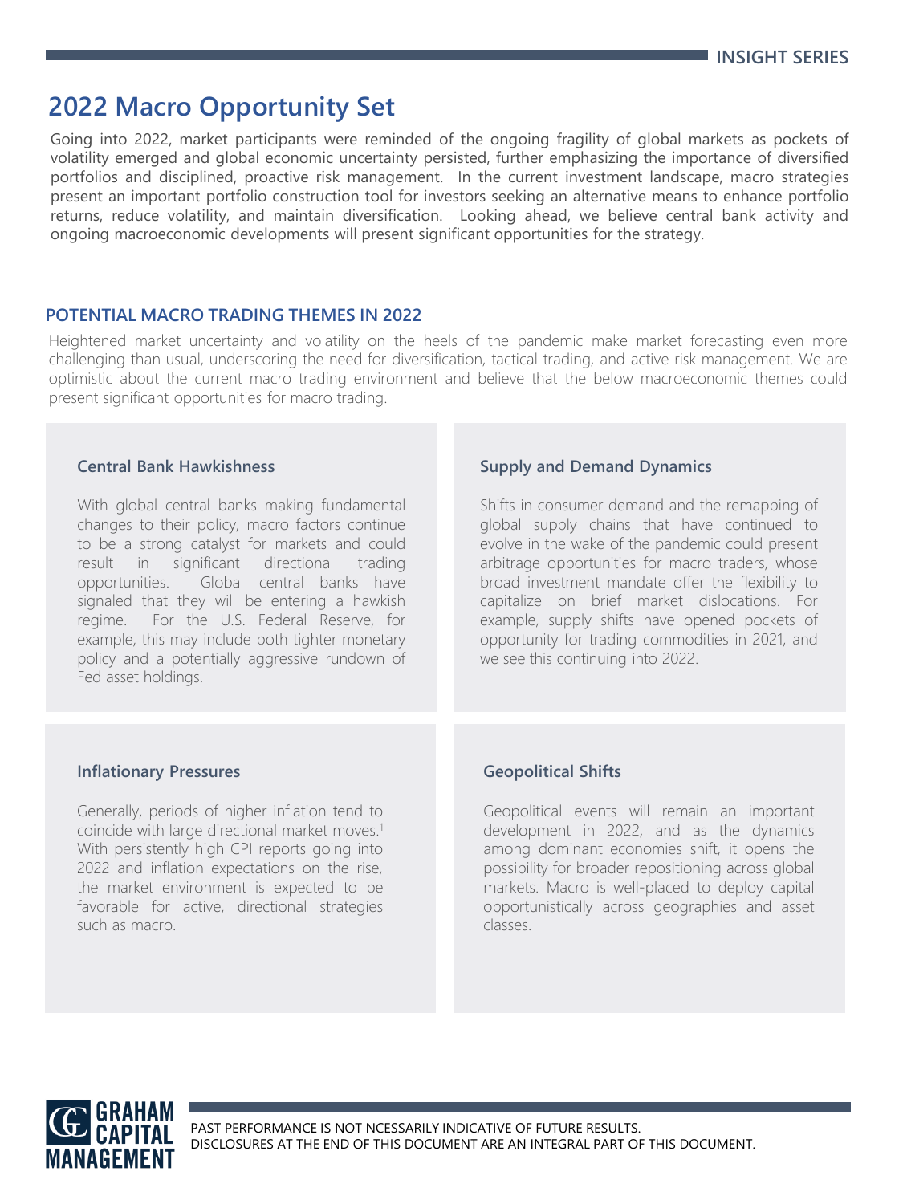# 2022 Macro Opportunity Set

Going into 2022, market participants were reminded of the ongoing fragility of global markets as pockets of volatility emerged and global economic uncertainty persisted, further emphasizing the importance of diversified portfolios and disciplined, proactive risk management. In the current investment landscape, macro strategies present an important portfolio construction tool for investors seeking an alternative means to enhance portfolio returns, reduce volatility, and maintain diversification. Looking ahead, we believe central bank activity and ongoing macroeconomic developments will present significant opportunities for the strategy.

## POTENTIAL MACRO TRADING THEMES IN 2022

Heightened market uncertainty and volatility on the heels of the pandemic make market forecasting even more challenging than usual, underscoring the need for diversification, tactical trading, and active risk management. We are optimistic about the current macro trading environment and believe that the below macroeconomic themes could present significant opportunities for macro trading.

### Central Bank Hawkishness

With global central banks making fundamental changes to their policy, macro factors continue to be a strong catalyst for markets and could result in significant directional trading opportunities. Global central banks have signaled that they will be entering a hawkish regime. For the U.S. Federal Reserve, for example, this may include both tighter monetary policy and a potentially aggressive rundown of Fed asset holdings.

### Supply and Demand Dynamics

Shifts in consumer demand and the remapping of global supply chains that have continued to evolve in the wake of the pandemic could present arbitrage opportunities for macro traders, whose broad investment mandate offer the flexibility to capitalize on brief market dislocations. For example, supply shifts have opened pockets of opportunity for trading commodities in 2021, and we see this continuing into 2022.

### Inflationary Pressures

Generally, periods of higher inflation tend to coincide with large directional market moves.[1] With persistently high CPI reports going into 2022 and inflation expectations on the rise, the market environment is expected to be favorable for active, directional strategies such as macro.

### Geopolitical Shifts

Geopolitical events will remain an important development in 2022, and as the dynamics among dominant economies shift, it opens the possibility for broader repositioning across global markets. Macro is well-placed to deploy capital opportunistically across geographies and asset classes.

PAST PERFORMANCE IS NOT NCESSARILY INDICATIVE OF FUTURE RESULTS.
DISCLOSURES AT THE END OF THIS DOCUMENT ARE AN INTEGRAL PART OF THIS DOCUMENT.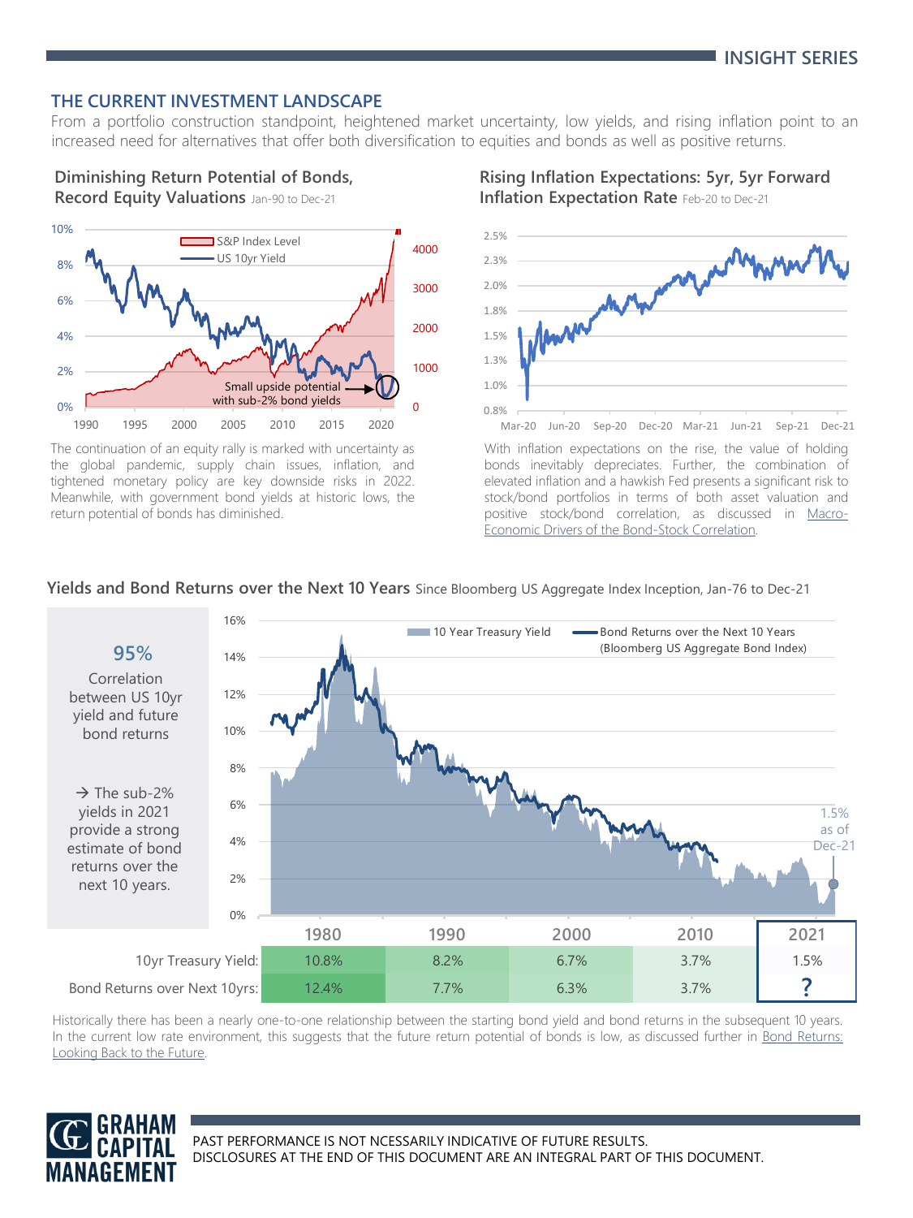## THE CURRENT INVESTMENT LANDSCAPE

From a portfolio construction standpoint, heightened market uncertainty, low yields, and rising inflation point to an increased need for alternatives that offer both diversification to equities and bonds as well as positive returns.

### Diminishing Return Potential of Bonds, Record Equity Valuations Jan-90 to Dec-21

The continuation of an equity rally is marked with uncertainty as the global pandemic, supply chain issues, inflation, and tightened monetary policy are key downside risks in 2022. Meanwhile, with government bond yields at historic lows, the return potential of bonds has diminished.

### Rising Inflation Expectations: 5yr, 5yr Forward Inflation Expectation Rate Feb-20 to Dec-21

With inflation expectations on the rise, the value of holding bonds inevitably depreciates. Further, the combination of elevated inflation and a hawkish Fed presents a significant risk to stock/bond portfolios in terms of both asset valuation and positive stock/bond correlation, as discussed in Macro-Economic Drivers of the Bond-Stock Correlation.

### Yields and Bond Returns over the Next 10 Years Since Bloomberg US Aggregate Index Inception, Jan-76 to Dec-21

**95%** Correlation between US 10yr yield and future bond returns

→ The sub-2% yields in 2021 provide a strong estimate of bond returns over the next 10 years.

| | 1980 | 1990 | 2000 | 2010 | 2021 |
|---|---|---|---|---|---|
| 10yr Treasury Yield: | 10.8% | 8.2% | 6.7% | 3.7% | 1.5% |
| Bond Returns over Next 10yrs: | 12.4% | 7.7% | 6.3% | 3.7% | ? |

Historically there has been a nearly one-to-one relationship between the starting bond yield and bond returns in the subsequent 10 years. In the current low rate environment, this suggests that the future return potential of bonds is low, as discussed further in Bond Returns: Looking Back to the Future.

PAST PERFORMANCE IS NOT NCESSARILY INDICATIVE OF FUTURE RESULTS.
DISCLOSURES AT THE END OF THIS DOCUMENT ARE AN INTEGRAL PART OF THIS DOCUMENT.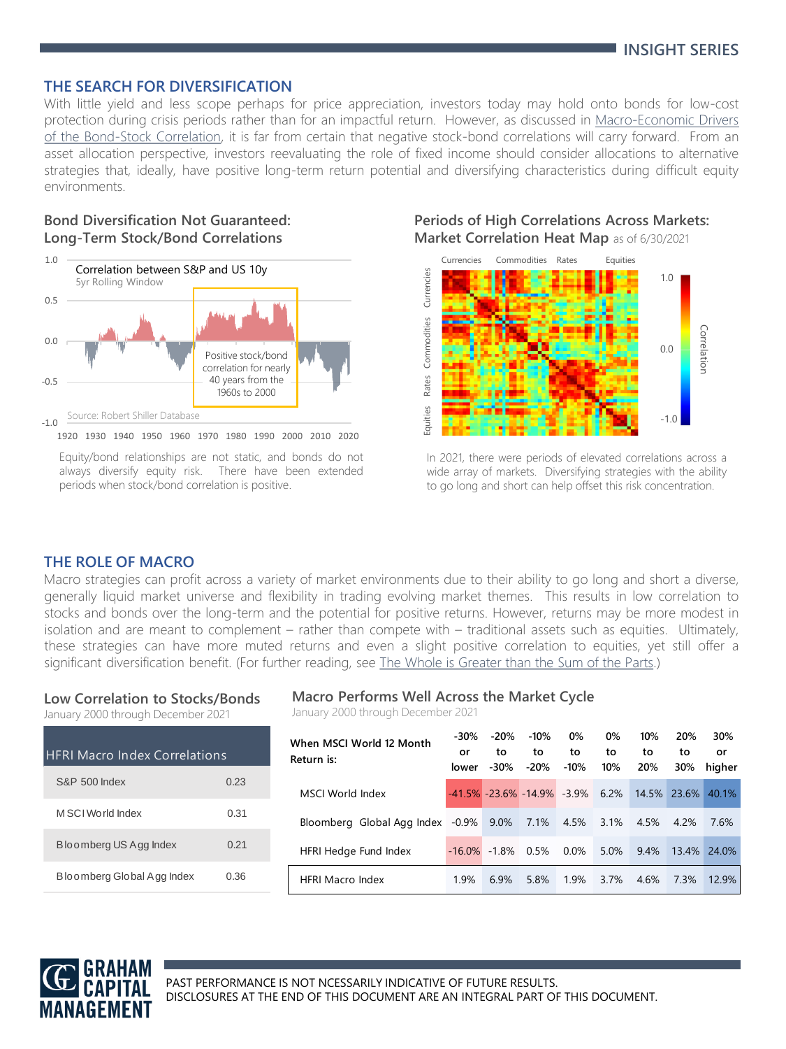## THE SEARCH FOR DIVERSIFICATION

With little yield and less scope perhaps for price appreciation, investors today may hold onto bonds for low-cost protection during crisis periods rather than for an impactful return. However, as discussed in Macro-Economic Drivers of the Bond-Stock Correlation, it is far from certain that negative stock-bond correlations will carry forward. From an asset allocation perspective, investors reevaluating the role of fixed income should consider allocations to alternative strategies that, ideally, have positive long-term return potential and diversifying characteristics during difficult equity environments.

### Bond Diversification Not Guaranteed: Long-Term Stock/Bond Correlations

Correlation between S&P and US 10y
5yr Rolling Window

Positive stock/bond correlation for nearly 40 years from the 1960s to 2000

Source: Robert Shiller Database

Equity/bond relationships are not static, and bonds do not always diversify equity risk. There have been extended periods when stock/bond correlation is positive.

### Periods of High Correlations Across Markets: Market Correlation Heat Map as of 6/30/2021

In 2021, there were periods of elevated correlations across a wide array of markets. Diversifying strategies with the ability to go long and short can help offset this risk concentration.

## THE ROLE OF MACRO

Macro strategies can profit across a variety of market environments due to their ability to go long and short a diverse, generally liquid market universe and flexibility in trading evolving market themes. This results in low correlation to stocks and bonds over the long-term and the potential for positive returns. However, returns may be more modest in isolation and are meant to complement – rather than compete with – traditional assets such as equities. Ultimately, these strategies can have more muted returns and even a slight positive correlation to equities, yet still offer a significant diversification benefit. (For further reading, see The Whole is Greater than the Sum of the Parts.)

### Low Correlation to Stocks/Bonds
January 2000 through December 2021

| HFRI Macro Index Correlations | |
|---|---|
| S&P 500 Index | 0.23 |
| MSCI World Index | 0.31 |
| Bloomberg US Agg Index | 0.21 |
| Bloomberg Global Agg Index | 0.36 |

### Macro Performs Well Across the Market Cycle
January 2000 through December 2021

| When MSCI World 12 Month Return is: | -30% or lower | -20% to -30% | -10% to -20% | 0% to -10% | 0% to 10% | 10% to 20% | 20% to 30% | 30% or higher |
|---|---|---|---|---|---|---|---|---|
| MSCI World Index | -41.5% | -23.6% | -14.9% | -3.9% | 6.2% | 14.5% | 23.6% | 40.1% |
| Bloomberg Global Agg Index | -0.9% | 9.0% | 7.1% | 4.5% | 3.1% | 4.5% | 4.2% | 7.6% |
| HFRI Hedge Fund Index | -16.0% | -1.8% | 0.5% | 0.0% | 5.0% | 9.4% | 13.4% | 24.0% |
| HFRI Macro Index | 1.9% | 6.9% | 5.8% | 1.9% | 3.7% | 4.6% | 7.3% | 12.9% |

PAST PERFORMANCE IS NOT NCESSARILY INDICATIVE OF FUTURE RESULTS.
DISCLOSURES AT THE END OF THIS DOCUMENT ARE AN INTEGRAL PART OF THIS DOCUMENT.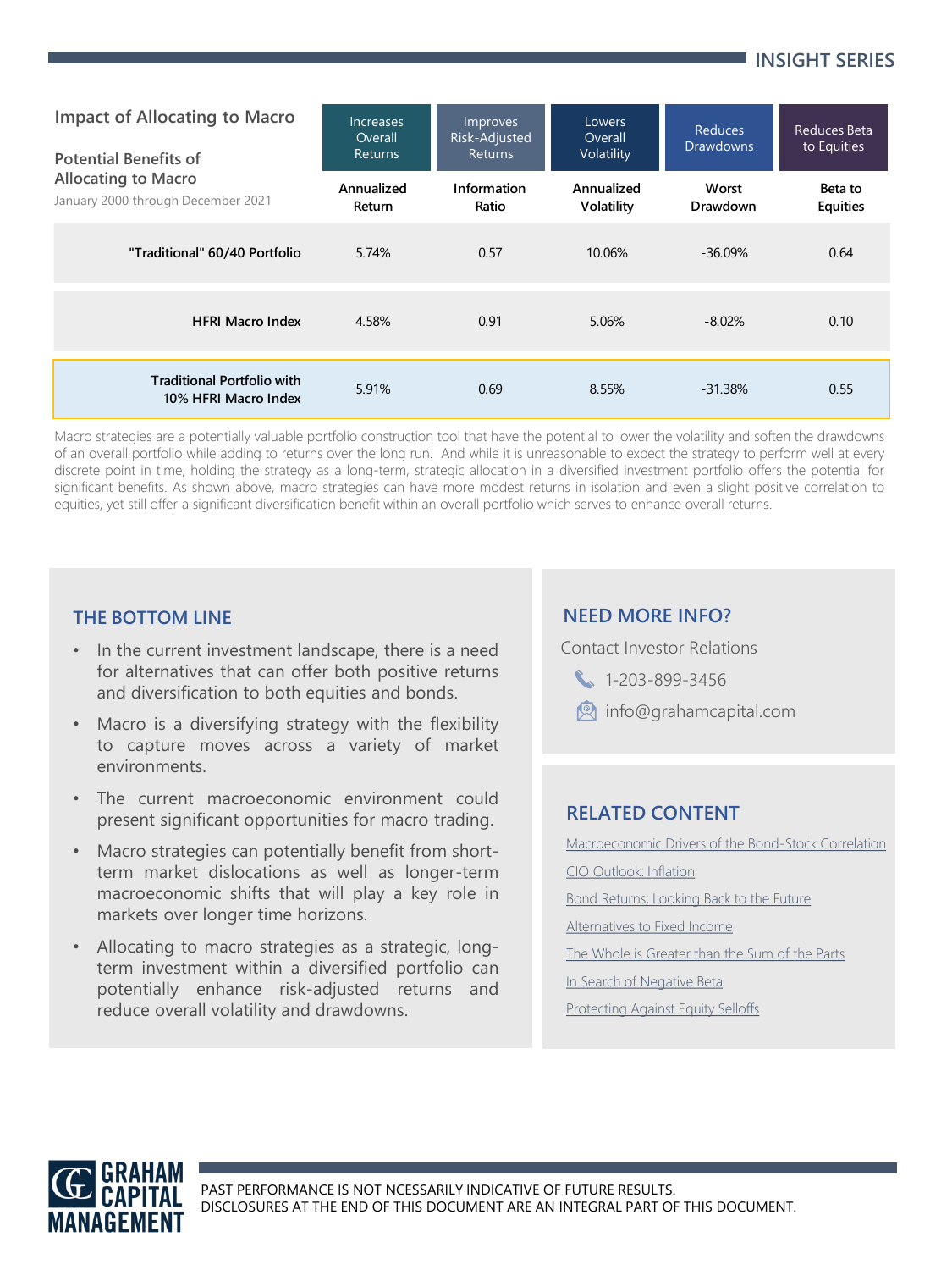## Impact of Allocating to Macro

| Potential Benefits of Allocating to Macro<br>January 2000 through December 2021 | Increases Overall Returns | Improves Risk-Adjusted Returns | Lowers Overall Volatility | Reduces Drawdowns | Reduces Beta to Equities |
|---|---|---|---|---|---|
| | **Annualized Return** | **Information Ratio** | **Annualized Volatility** | **Worst Drawdown** | **Beta to Equities** |
| **"Traditional" 60/40 Portfolio** | 5.74% | 0.57 | 10.06% | -36.09% | 0.64 |
| **HFRI Macro Index** | 4.58% | 0.91 | 5.06% | -8.02% | 0.10 |
| **Traditional Portfolio with 10% HFRI Macro Index** | 5.91% | 0.69 | 8.55% | -31.38% | 0.55 |

Macro strategies are a potentially valuable portfolio construction tool that have the potential to lower the volatility and soften the drawdowns of an overall portfolio while adding to returns over the long run. And while it is unreasonable to expect the strategy to perform well at every discrete point in time, holding the strategy as a long-term, strategic allocation in a diversified investment portfolio offers the potential for significant benefits. As shown above, macro strategies can have more modest returns in isolation and even a slight positive correlation to equities, yet still offer a significant diversification benefit within an overall portfolio which serves to enhance overall returns.

## THE BOTTOM LINE

- In the current investment landscape, there is a need for alternatives that can offer both positive returns and diversification to both equities and bonds.
- Macro is a diversifying strategy with the flexibility to capture moves across a variety of market environments.
- The current macroeconomic environment could present significant opportunities for macro trading.
- Macro strategies can potentially benefit from short-term market dislocations as well as longer-term macroeconomic shifts that will play a key role in markets over longer time horizons.
- Allocating to macro strategies as a strategic, long-term investment within a diversified portfolio can potentially enhance risk-adjusted returns and reduce overall volatility and drawdowns.

## NEED MORE INFO?

Contact Investor Relations

1-203-899-3456

info@grahamcapital.com

## RELATED CONTENT

Macroeconomic Drivers of the Bond-Stock Correlation

CIO Outlook: Inflation

Bond Returns; Looking Back to the Future

Alternatives to Fixed Income

The Whole is Greater than the Sum of the Parts

In Search of Negative Beta

Protecting Against Equity Selloffs

PAST PERFORMANCE IS NOT NCESSARILY INDICATIVE OF FUTURE RESULTS.
DISCLOSURES AT THE END OF THIS DOCUMENT ARE AN INTEGRAL PART OF THIS DOCUMENT.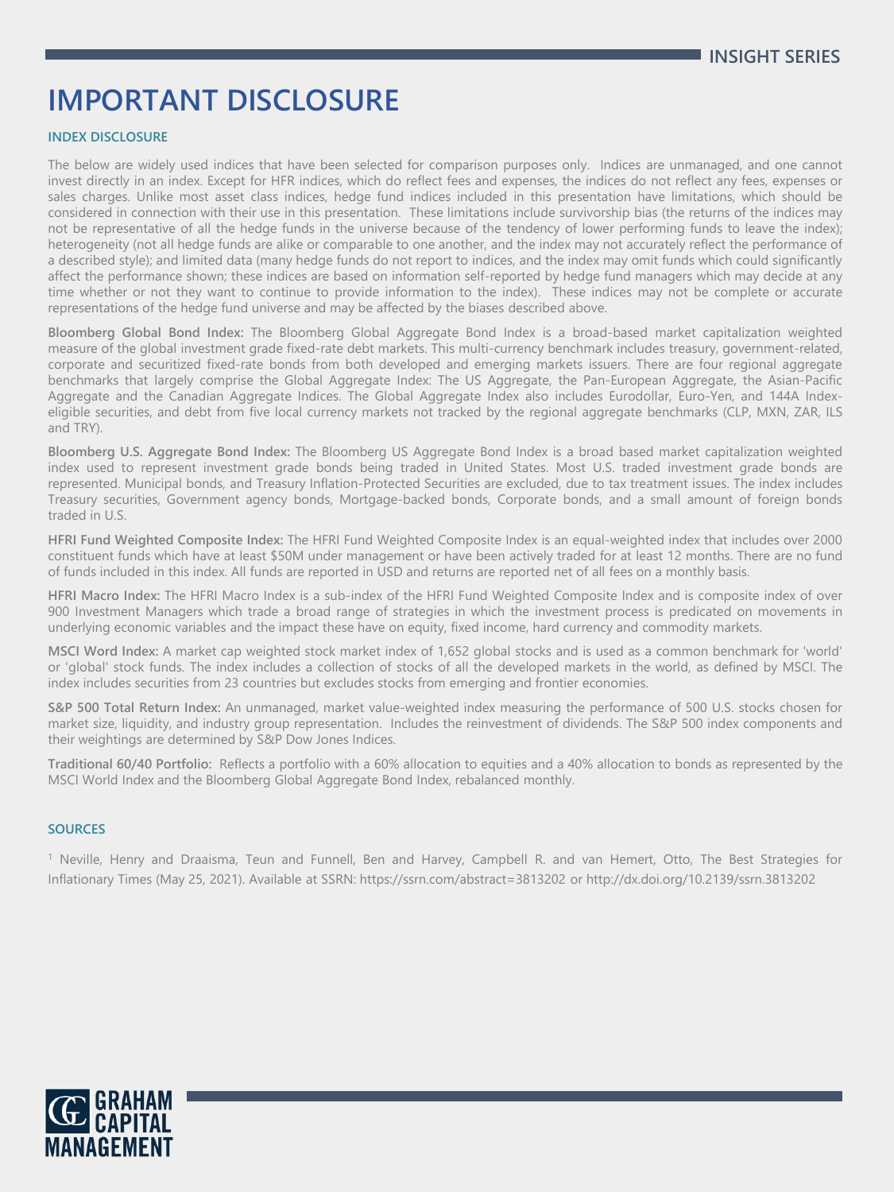# IMPORTANT DISCLOSURE

### INDEX DISCLOSURE

The below are widely used indices that have been selected for comparison purposes only. Indices are unmanaged, and one cannot invest directly in an index. Except for HFR indices, which do reflect fees and expenses, the indices do not reflect any fees, expenses or sales charges. Unlike most asset class indices, hedge fund indices included in this presentation have limitations, which should be considered in connection with their use in this presentation. These limitations include survivorship bias (the returns of the indices may not be representative of all the hedge funds in the universe because of the tendency of lower performing funds to leave the index); heterogeneity (not all hedge funds are alike or comparable to one another, and the index may not accurately reflect the performance of a described style); and limited data (many hedge funds do not report to indices, and the index may omit funds which could significantly affect the performance shown; these indices are based on information self-reported by hedge fund managers which may decide at any time whether or not they want to continue to provide information to the index). These indices may not be complete or accurate representations of the hedge fund universe and may be affected by the biases described above.

**Bloomberg Global Bond Index:** The Bloomberg Global Aggregate Bond Index is a broad-based market capitalization weighted measure of the global investment grade fixed-rate debt markets. This multi-currency benchmark includes treasury, government-related, corporate and securitized fixed-rate bonds from both developed and emerging markets issuers. There are four regional aggregate benchmarks that largely comprise the Global Aggregate Index: The US Aggregate, the Pan-European Aggregate, the Asian-Pacific Aggregate and the Canadian Aggregate Indices. The Global Aggregate Index also includes Eurodollar, Euro-Yen, and 144A Index-eligible securities, and debt from five local currency markets not tracked by the regional aggregate benchmarks (CLP, MXN, ZAR, ILS and TRY).

**Bloomberg U.S. Aggregate Bond Index:** The Bloomberg US Aggregate Bond Index is a broad based market capitalization weighted index used to represent investment grade bonds being traded in United States. Most U.S. traded investment grade bonds are represented. Municipal bonds, and Treasury Inflation-Protected Securities are excluded, due to tax treatment issues. The index includes Treasury securities, Government agency bonds, Mortgage-backed bonds, Corporate bonds, and a small amount of foreign bonds traded in U.S.

**HFRI Fund Weighted Composite Index:** The HFRI Fund Weighted Composite Index is an equal-weighted index that includes over 2000 constituent funds which have at least $50M under management or have been actively traded for at least 12 months. There are no fund of funds included in this index. All funds are reported in USD and returns are reported net of all fees on a monthly basis.

**HFRI Macro Index:** The HFRI Macro Index is a sub-index of the HFRI Fund Weighted Composite Index and is composite index of over 900 Investment Managers which trade a broad range of strategies in which the investment process is predicated on movements in underlying economic variables and the impact these have on equity, fixed income, hard currency and commodity markets.

**MSCI Word Index:** A market cap weighted stock market index of 1,652 global stocks and is used as a common benchmark for 'world' or 'global' stock funds. The index includes a collection of stocks of all the developed markets in the world, as defined by MSCI. The index includes securities from 23 countries but excludes stocks from emerging and frontier economies.

**S&P 500 Total Return Index:** An unmanaged, market value-weighted index measuring the performance of 500 U.S. stocks chosen for market size, liquidity, and industry group representation. Includes the reinvestment of dividends. The S&P 500 index components and their weightings are determined by S&P Dow Jones Indices.

**Traditional 60/40 Portfolio:** Reflects a portfolio with a 60% allocation to equities and a 40% allocation to bonds as represented by the MSCI World Index and the Bloomberg Global Aggregate Bond Index, rebalanced monthly.

### SOURCES

[1] Neville, Henry and Draaisma, Teun and Funnell, Ben and Harvey, Campbell R. and van Hemert, Otto, The Best Strategies for Inflationary Times (May 25, 2021). Available at SSRN: https://ssrn.com/abstract=3813202 or http://dx.doi.org/10.2139/ssrn.3813202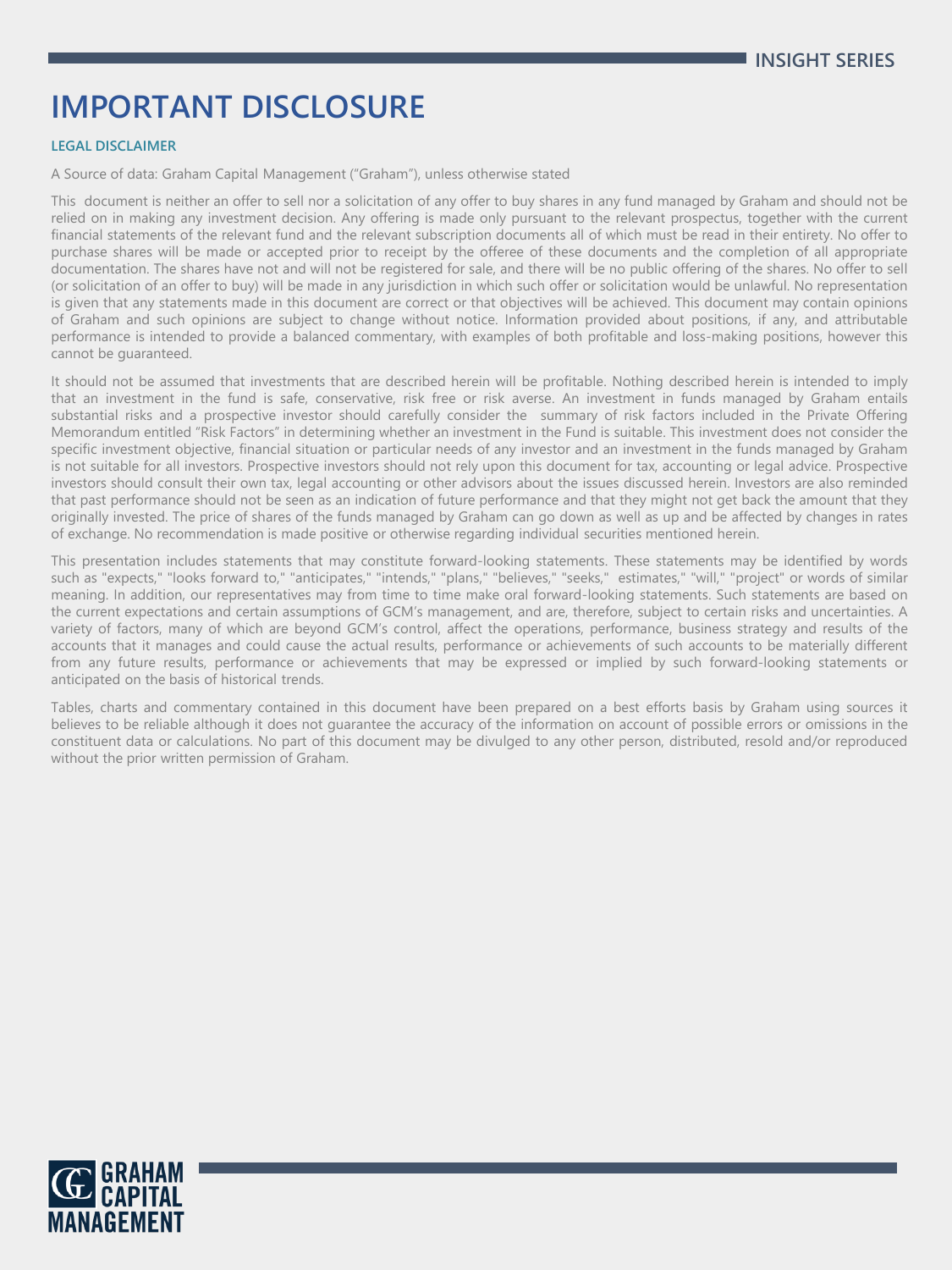# IMPORTANT DISCLOSURE

### LEGAL DISCLAIMER

A Source of data: Graham Capital Management ("Graham"), unless otherwise stated

This document is neither an offer to sell nor a solicitation of any offer to buy shares in any fund managed by Graham and should not be relied on in making any investment decision. Any offering is made only pursuant to the relevant prospectus, together with the current financial statements of the relevant fund and the relevant subscription documents all of which must be read in their entirety. No offer to purchase shares will be made or accepted prior to receipt by the offeree of these documents and the completion of all appropriate documentation. The shares have not and will not be registered for sale, and there will be no public offering of the shares. No offer to sell (or solicitation of an offer to buy) will be made in any jurisdiction in which such offer or solicitation would be unlawful. No representation is given that any statements made in this document are correct or that objectives will be achieved. This document may contain opinions of Graham and such opinions are subject to change without notice. Information provided about positions, if any, and attributable performance is intended to provide a balanced commentary, with examples of both profitable and loss-making positions, however this cannot be guaranteed.

It should not be assumed that investments that are described herein will be profitable. Nothing described herein is intended to imply that an investment in the fund is safe, conservative, risk free or risk averse. An investment in funds managed by Graham entails substantial risks and a prospective investor should carefully consider the summary of risk factors included in the Private Offering Memorandum entitled "Risk Factors" in determining whether an investment in the Fund is suitable. This investment does not consider the specific investment objective, financial situation or particular needs of any investor and an investment in the funds managed by Graham is not suitable for all investors. Prospective investors should not rely upon this document for tax, accounting or legal advice. Prospective investors should consult their own tax, legal accounting or other advisors about the issues discussed herein. Investors are also reminded that past performance should not be seen as an indication of future performance and that they might not get back the amount that they originally invested. The price of shares of the funds managed by Graham can go down as well as up and be affected by changes in rates of exchange. No recommendation is made positive or otherwise regarding individual securities mentioned herein.

This presentation includes statements that may constitute forward-looking statements. These statements may be identified by words such as "expects," "looks forward to," "anticipates," "intends," "plans," "believes," "seeks," estimates," "will," "project" or words of similar meaning. In addition, our representatives may from time to time make oral forward-looking statements. Such statements are based on the current expectations and certain assumptions of GCM's management, and are, therefore, subject to certain risks and uncertainties. A variety of factors, many of which are beyond GCM's control, affect the operations, performance, business strategy and results of the accounts that it manages and could cause the actual results, performance or achievements of such accounts to be materially different from any future results, performance or achievements that may be expressed or implied by such forward-looking statements or anticipated on the basis of historical trends.

Tables, charts and commentary contained in this document have been prepared on a best efforts basis by Graham using sources it believes to be reliable although it does not guarantee the accuracy of the information on account of possible errors or omissions in the constituent data or calculations. No part of this document may be divulged to any other person, distributed, resold and/or reproduced without the prior written permission of Graham.